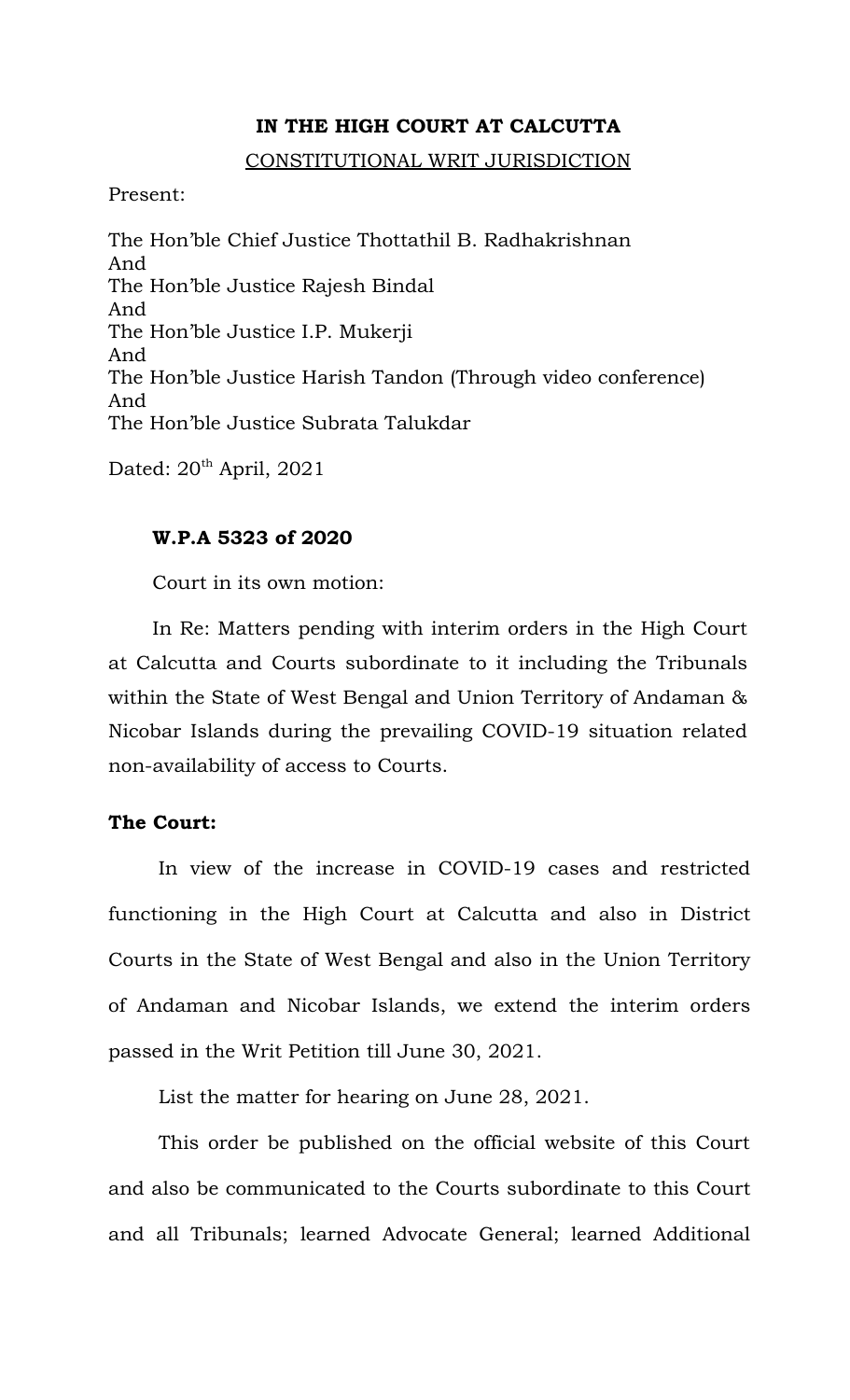**IN THE HIGH COURT AT CALCUTTA**

CONSTITUTIONAL WRIT JURISDICTION

Present:

The Hon'ble Chief Justice Thottathil B. Radhakrishnan
And
The Hon'ble Justice Rajesh Bindal
And
The Hon'ble Justice I.P. Mukerji
And
The Hon'ble Justice Harish Tandon (Through video conference)
And
The Hon'ble Justice Subrata Talukdar

Dated: 20th April, 2021

**W.P.A 5323 of 2020**

Court in its own motion:

In Re: Matters pending with interim orders in the High Court at Calcutta and Courts subordinate to it including the Tribunals within the State of West Bengal and Union Territory of Andaman & Nicobar Islands during the prevailing COVID-19 situation related non-availability of access to Courts.

**The Court:**

In view of the increase in COVID-19 cases and restricted functioning in the High Court at Calcutta and also in District Courts in the State of West Bengal and also in the Union Territory of Andaman and Nicobar Islands, we extend the interim orders passed in the Writ Petition till June 30, 2021.

List the matter for hearing on June 28, 2021.

This order be published on the official website of this Court and also be communicated to the Courts subordinate to this Court and all Tribunals; learned Advocate General; learned Additional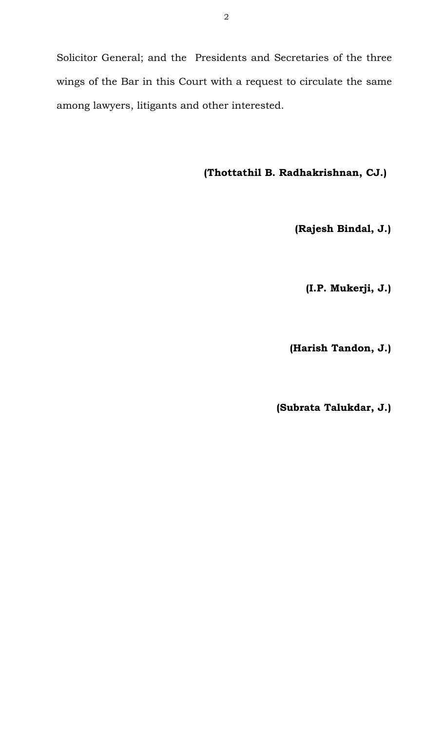Solicitor General; and the Presidents and Secretaries of the three wings of the Bar in this Court with a request to circulate the same among lawyers, litigants and other interested.

**(Thottathil B. Radhakrishnan, CJ.)**

**(Rajesh Bindal, J.)**

**(I.P. Mukerji, J.)**

**(Harish Tandon, J.)**

**(Subrata Talukdar, J.)**